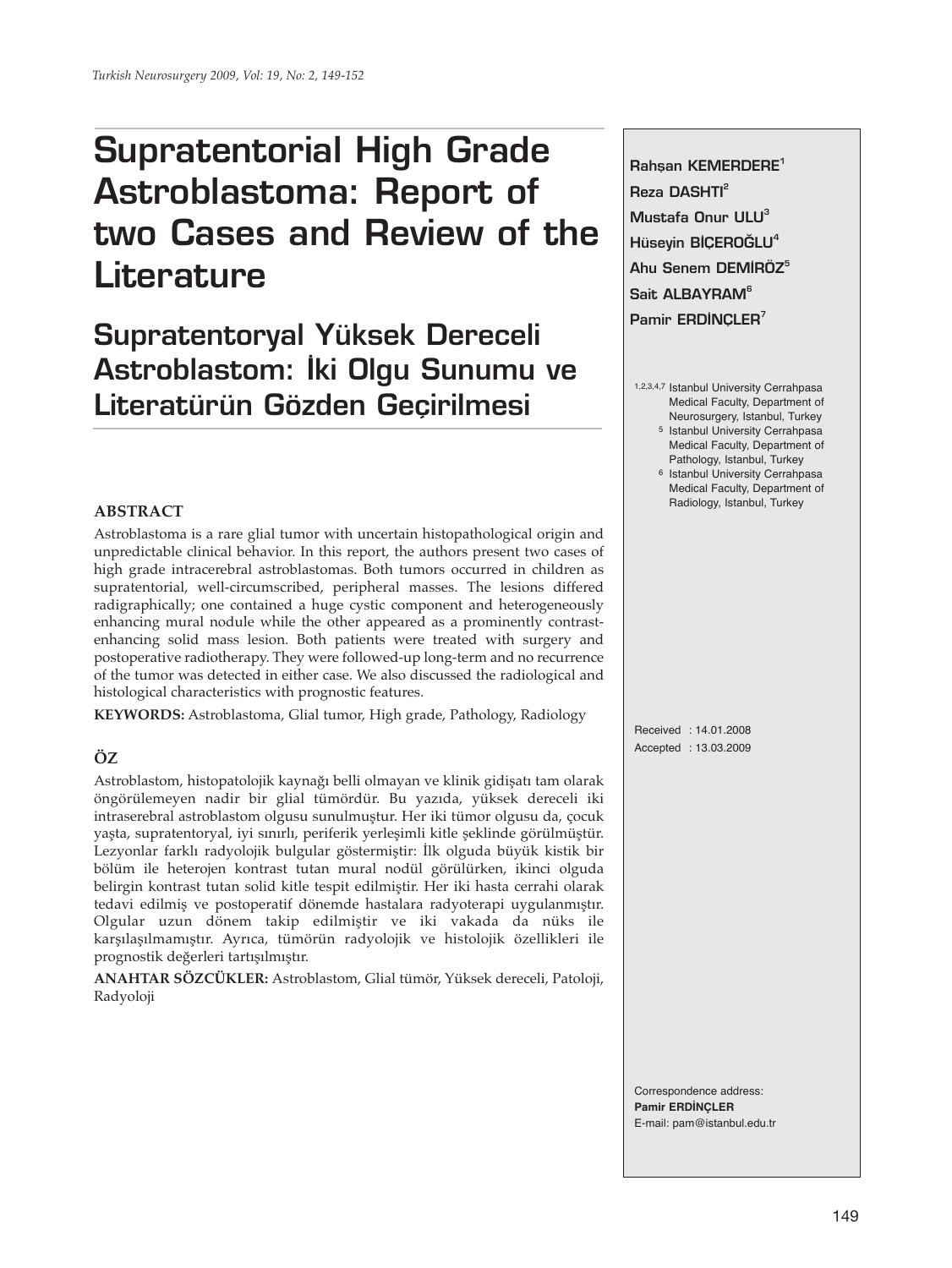# Supratentorial High Grade Astroblastoma: Report of two Cases and Review of the Literature

## Supratentoryal Yüksek Dereceli Astroblastom: İki Olgu Sunumu ve Literatürün Gözden Geçirilmesi

Rahşan KEMERDERE[1]
Reza DASHTI[2]
Mustafa Onur ULU[3]
Hüseyin BİÇEROĞLU[4]
Ahu Senem DEMİRÖZ[5]
Sait ALBAYRAM[6]
Pamir ERDİNÇLER[7]

[1,2,3,4,7] Istanbul University Cerrahpasa Medical Faculty, Department of Neurosurgery, Istanbul, Turkey
[5] Istanbul University Cerrahpasa Medical Faculty, Department of Pathology, Istanbul, Turkey
[6] Istanbul University Cerrahpasa Medical Faculty, Department of Radiology, Istanbul, Turkey

### ABSTRACT

Astroblastoma is a rare glial tumor with uncertain histopathological origin and unpredictable clinical behavior. In this report, the authors present two cases of high grade intracerebral astroblastomas. Both tumors occurred in children as supratentorial, well-circumscribed, peripheral masses. The lesions differed radigraphically; one contained a huge cystic component and heterogeneously enhancing mural nodule while the other appeared as a prominently contrast-enhancing solid mass lesion. Both patients were treated with surgery and postoperative radiotherapy. They were followed-up long-term and no recurrence of the tumor was detected in either case. We also discussed the radiological and histological characteristics with prognostic features.

**KEYWORDS:** Astroblastoma, Glial tumor, High grade, Pathology, Radiology

### ÖZ

Astroblastom, histopatolojik kaynağı belli olmayan ve klinik gidişatı tam olarak öngörülemeyen nadir bir glial tümördür. Bu yazıda, yüksek dereceli iki intraserebral astroblastom olgusu sunulmuştur. Her iki tümör olgusu da, çocuk yaşta, supratentoryal, iyi sınırlı, periferik yerleşimli kitle şeklinde görülmüştür. Lezyonlar farklı radyolojik bulgular göstermiştir: İlk olguda büyük kistik bir bölüm ile heterojen kontrast tutan mural nodül görülürken, ikinci olguda belirgin kontrast tutan solid kitle tespit edilmiştir. Her iki hasta cerrahi olarak tedavi edilmiş ve postoperatif dönemde hastalara radyoterapi uygulanmıştır. Olgular uzun dönem takip edilmiştir ve iki vakada da nüks ile karşılaşılmamıştır. Ayrıca, tümörün radyolojik ve histolojik özellikleri ile prognostik değerleri tartışılmıştır.

**ANAHTAR SÖZCÜKLER:** Astroblastom, Glial tümör, Yüksek dereceli, Patoloji, Radyoloji

Received : 14.01.2008
Accepted : 13.03.2009

Correspondence address:
**Pamir ERDİNÇLER**
E-mail: pam@istanbul.edu.tr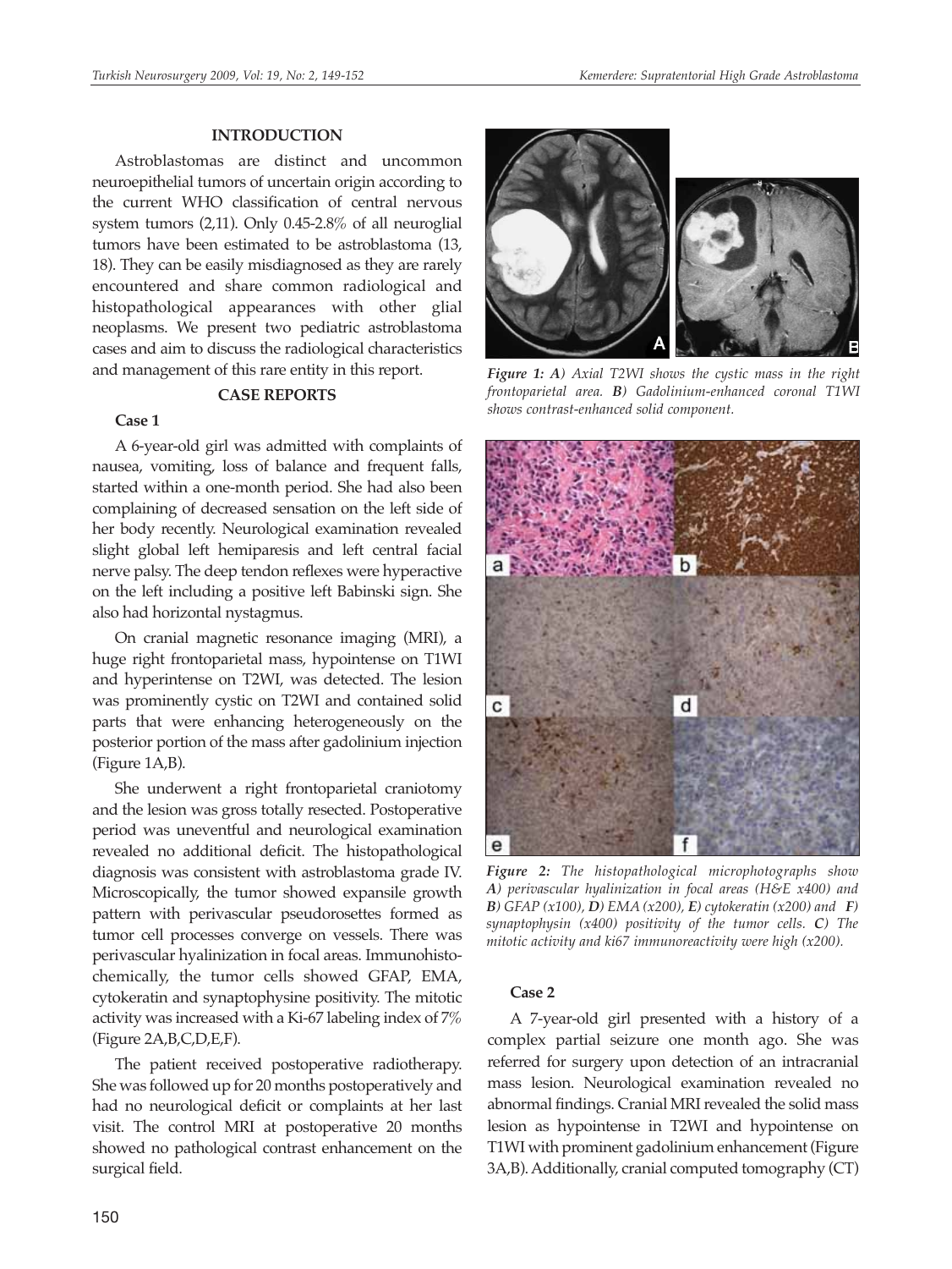## INTRODUCTION

Astroblastomas are distinct and uncommon neuroepithelial tumors of uncertain origin according to the current WHO classification of central nervous system tumors (2,11). Only 0.45-2.8% of all neuroglial tumors have been estimated to be astroblastoma (13, 18). They can be easily misdiagnosed as they are rarely encountered and share common radiological and histopathological appearances with other glial neoplasms. We present two pediatric astroblastoma cases and aim to discuss the radiological characteristics and management of this rare entity in this report.

## CASE REPORTS

### Case 1

A 6-year-old girl was admitted with complaints of nausea, vomiting, loss of balance and frequent falls, started within a one-month period. She had also been complaining of decreased sensation on the left side of her body recently. Neurological examination revealed slight global left hemiparesis and left central facial nerve palsy. The deep tendon reflexes were hyperactive on the left including a positive left Babinski sign. She also had horizontal nystagmus.

On cranial magnetic resonance imaging (MRI), a huge right frontoparietal mass, hypointense on T1WI and hyperintense on T2WI, was detected. The lesion was prominently cystic on T2WI and contained solid parts that were enhancing heterogeneously on the posterior portion of the mass after gadolinium injection (Figure 1A,B).

*Figure 1: A) Axial T2WI shows the cystic mass in the right frontoparietal area. B) Gadolinium-enhanced coronal T1WI shows contrast-enhanced solid component.*

She underwent a right frontoparietal craniotomy and the lesion was gross totally resected. Postoperative period was uneventful and neurological examination revealed no additional deficit. The histopathological diagnosis was consistent with astroblastoma grade IV. Microscopically, the tumor showed expansile growth pattern with perivascular pseudorosettes formed as tumor cell processes converge on vessels. There was perivascular hyalinization in focal areas. Immunohistochemically, the tumor cells showed GFAP, EMA, cytokeratin and synaptophysine positivity. The mitotic activity was increased with a Ki-67 labeling index of 7% (Figure 2A,B,C,D,E,F).

*Figure 2: The histopathological microphotographs show A) perivascular hyalinization in focal areas (H&E x400) and B) GFAP (x100), D) EMA (x200), E) cytokeratin (x200) and F) synaptophysin (x400) positivity of the tumor cells. C) The mitotic activity and ki67 immunoreactivity were high (x200).*

The patient received postoperative radiotherapy. She was followed up for 20 months postoperatively and had no neurological deficit or complaints at her last visit. The control MRI at postoperative 20 months showed no pathological contrast enhancement on the surgical field.

### Case 2

A 7-year-old girl presented with a history of a complex partial seizure one month ago. She was referred for surgery upon detection of an intracranial mass lesion. Neurological examination revealed no abnormal findings. Cranial MRI revealed the solid mass lesion as hypointense in T2WI and hypointense on T1WI with prominent gadolinium enhancement (Figure 3A,B). Additionally, cranial computed tomography (CT)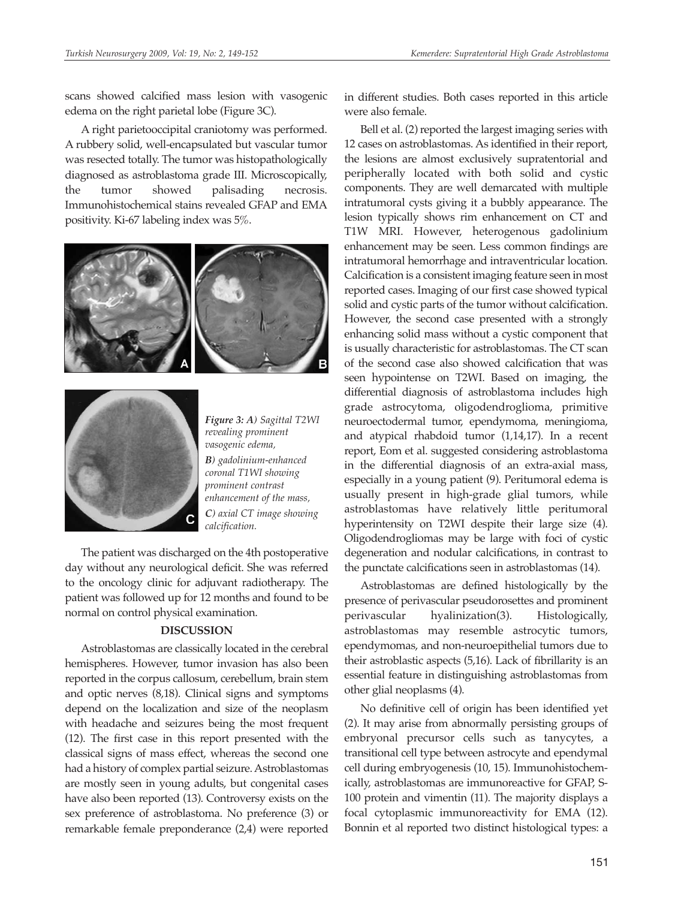scans showed calcified mass lesion with vasogenic edema on the right parietal lobe (Figure 3C).

A right parietooccipital craniotomy was performed. A rubbery solid, well-encapsulated but vascular tumor was resected totally. The tumor was histopathologically diagnosed as astroblastoma grade III. Microscopically, the tumor showed palisading necrosis. Immunohistochemical stains revealed GFAP and EMA positivity. Ki-67 labeling index was 5%.

*Figure 3: A) Sagittal T2WI revealing prominent vasogenic edema, B) gadolinium-enhanced coronal T1WI showing prominent contrast enhancement of the mass, C) axial CT image showing calcification.*

The patient was discharged on the 4th postoperative day without any neurological deficit. She was referred to the oncology clinic for adjuvant radiotherapy. The patient was followed up for 12 months and found to be normal on control physical examination.

## DISCUSSION

Astroblastomas are classically located in the cerebral hemispheres. However, tumor invasion has also been reported in the corpus callosum, cerebellum, brain stem and optic nerves (8,18). Clinical signs and symptoms depend on the localization and size of the neoplasm with headache and seizures being the most frequent (12). The first case in this report presented with the classical signs of mass effect, whereas the second one had a history of complex partial seizure. Astroblastomas are mostly seen in young adults, but congenital cases have also been reported (13). Controversy exists on the sex preference of astroblastoma. No preference (3) or remarkable female preponderance (2,4) were reported in different studies. Both cases reported in this article were also female.

Bell et al. (2) reported the largest imaging series with 12 cases on astroblastomas. As identified in their report, the lesions are almost exclusively supratentorial and peripherally located with both solid and cystic components. They are well demarcated with multiple intratumoral cysts giving it a bubbly appearance. The lesion typically shows rim enhancement on CT and T1W MRI. However, heterogenous gadolinium enhancement may be seen. Less common findings are intratumoral hemorrhage and intraventricular location. Calcification is a consistent imaging feature seen in most reported cases. Imaging of our first case showed typical solid and cystic parts of the tumor without calcification. However, the second case presented with a strongly enhancing solid mass without a cystic component that is usually characteristic for astroblastomas. The CT scan of the second case also showed calcification that was seen hypointense on T2WI. Based on imaging, the differential diagnosis of astroblastoma includes high grade astrocytoma, oligodendroglioma, primitive neuroectodermal tumor, ependymoma, meningioma, and atypical rhabdoid tumor (1,14,17). In a recent report, Eom et al. suggested considering astroblastoma in the differential diagnosis of an extra-axial mass, especially in a young patient (9). Peritumoral edema is usually present in high-grade glial tumors, while astroblastomas have relatively little peritumoral hyperintensity on T2WI despite their large size (4). Oligodendrogliomas may be large with foci of cystic degeneration and nodular calcifications, in contrast to the punctate calcifications seen in astroblastomas (14).

Astroblastomas are defined histologically by the presence of perivascular pseudorosettes and prominent perivascular hyalinization(3). Histologically, astroblastomas may resemble astrocytic tumors, ependymomas, and non-neuroepithelial tumors due to their astroblastic aspects (5,16). Lack of fibrillarity is an essential feature in distinguishing astroblastomas from other glial neoplasms (4).

No definitive cell of origin has been identified yet (2). It may arise from abnormally persisting groups of embryonal precursor cells such as tanycytes, a transitional cell type between astrocyte and ependymal cell during embryogenesis (10, 15). Immunohistochemically, astroblastomas are immunoreactive for GFAP, S-100 protein and vimentin (11). The majority displays a focal cytoplasmic immunoreactivity for EMA (12). Bonnin et al reported two distinct histological types: a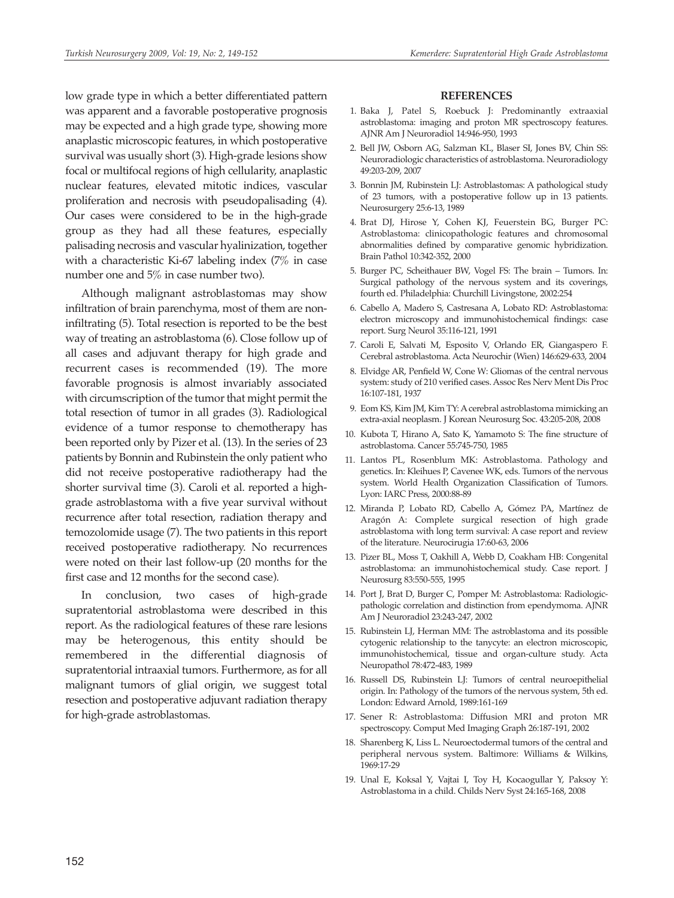low grade type in which a better differentiated pattern was apparent and a favorable postoperative prognosis may be expected and a high grade type, showing more anaplastic microscopic features, in which postoperative survival was usually short (3). High-grade lesions show focal or multifocal regions of high cellularity, anaplastic nuclear features, elevated mitotic indices, vascular proliferation and necrosis with pseudopalisading (4). Our cases were considered to be in the high-grade group as they had all these features, especially palisading necrosis and vascular hyalinization, together with a characteristic Ki-67 labeling index (7% in case number one and 5% in case number two).

Although malignant astroblastomas may show infiltration of brain parenchyma, most of them are non-infiltrating (5). Total resection is reported to be the best way of treating an astroblastoma (6). Close follow up of all cases and adjuvant therapy for high grade and recurrent cases is recommended (19). The more favorable prognosis is almost invariably associated with circumscription of the tumor that might permit the total resection of tumor in all grades (3). Radiological evidence of a tumor response to chemotherapy has been reported only by Pizer et al. (13). In the series of 23 patients by Bonnin and Rubinstein the only patient who did not receive postoperative radiotherapy had the shorter survival time (3). Caroli et al. reported a high-grade astroblastoma with a five year survival without recurrence after total resection, radiation therapy and temozolomide usage (7). The two patients in this report received postoperative radiotherapy. No recurrences were noted on their last follow-up (20 months for the first case and 12 months for the second case).

In conclusion, two cases of high-grade supratentorial astroblastoma were described in this report. As the radiological features of these rare lesions may be heterogenous, this entity should be remembered in the differential diagnosis of supratentorial intraaxial tumors. Furthermore, as for all malignant tumors of glial origin, we suggest total resection and postoperative adjuvant radiation therapy for high-grade astroblastomas.

## REFERENCES

1. Baka J, Patel S, Roebuck J: Predominantly extraaxial astroblastoma: imaging and proton MR spectroscopy features. AJNR Am J Neuroradiol 14:946-950, 1993
2. Bell JW, Osborn AG, Salzman KL, Blaser SI, Jones BV, Chin SS: Neuroradiologic characteristics of astroblastoma. Neuroradiology 49:203-209, 2007
3. Bonnin JM, Rubinstein LJ: Astroblastomas: A pathological study of 23 tumors, with a postoperative follow up in 13 patients. Neurosurgery 25:6-13, 1989
4. Brat DJ, Hirose Y, Cohen KJ, Feuerstein BG, Burger PC: Astroblastoma: clinicopathologic features and chromosomal abnormalities defined by comparative genomic hybridization. Brain Pathol 10:342-352, 2000
5. Burger PC, Scheithauer BW, Vogel FS: The brain – Tumors. In: Surgical pathology of the nervous system and its coverings, fourth ed. Philadelphia: Churchill Livingstone, 2002:254
6. Cabello A, Madero S, Castresana A, Lobato RD: Astroblastoma: electron microscopy and immunohistochemical findings: case report. Surg Neurol 35:116-121, 1991
7. Caroli E, Salvati M, Esposito V, Orlando ER, Giangaspero F. Cerebral astroblastoma. Acta Neurochir (Wien) 146:629-633, 2004
8. Elvidge AR, Penfield W, Cone W: Gliomas of the central nervous system: study of 210 verified cases. Assoc Res Nerv Ment Dis Proc 16:107-181, 1937
9. Eom KS, Kim JM, Kim TY: A cerebral astroblastoma mimicking an extra-axial neoplasm. J Korean Neurosurg Soc. 43:205-208, 2008
10. Kubota T, Hirano A, Sato K, Yamamoto S: The fine structure of astroblastoma. Cancer 55:745-750, 1985
11. Lantos PL, Rosenblum MK: Astroblastoma. Pathology and genetics. In: Kleihues P, Cavenee WK, eds. Tumors of the nervous system. World Health Organization Classification of Tumors. Lyon: IARC Press, 2000:88-89
12. Miranda P, Lobato RD, Cabello A, Gómez PA, Martínez de Aragón A: Complete surgical resection of high grade astroblastoma with long term survival: A case report and review of the literature. Neurocirugia 17:60-63, 2006
13. Pizer BL, Moss T, Oakhill A, Webb D, Coakham HB: Congenital astroblastoma: an immunohistochemical study. Case report. J Neurosurg 83:550-555, 1995
14. Port J, Brat D, Burger C, Pomper M: Astroblastoma: Radiologic-pathologic correlation and distinction from ependymoma. AJNR Am J Neuroradiol 23:243-247, 2002
15. Rubinstein LJ, Herman MM: The astroblastoma and its possible cytogenic relationship to the tanycyte: an electron microscopic, immunohistochemical, tissue and organ-culture study. Acta Neuropathol 78:472-483, 1989
16. Russell DS, Rubinstein LJ: Tumors of central neuroepithelial origin. In: Pathology of the tumors of the nervous system, 5th ed. London: Edward Arnold, 1989:161-169
17. Sener R: Astroblastoma: Diffusion MRI and proton MR spectroscopy. Comput Med Imaging Graph 26:187-191, 2002
18. Sharenberg K, Liss L. Neuroectodermal tumors of the central and peripheral nervous system. Baltimore: Williams & Wilkins, 1969:17-29
19. Unal E, Koksal Y, Vajtai I, Toy H, Kocaogullar Y, Paksoy Y: Astroblastoma in a child. Childs Nerv Syst 24:165-168, 2008